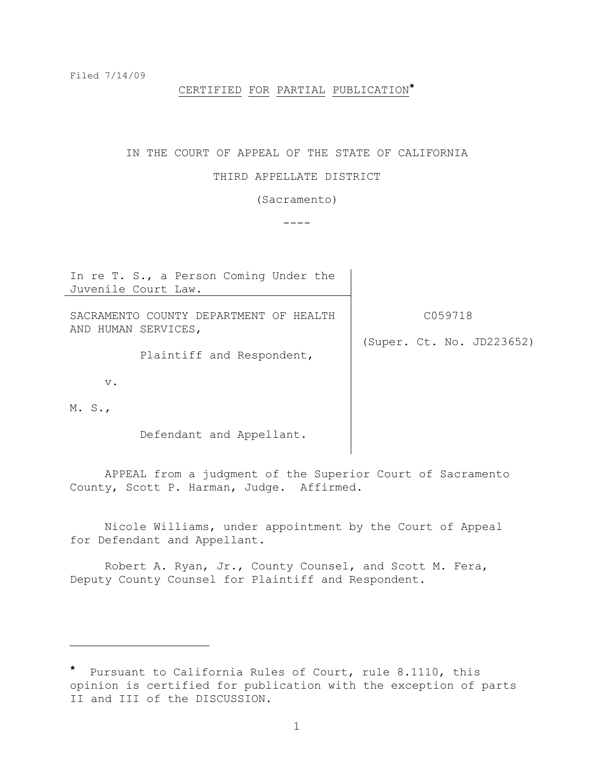Filed 7/14/09

CERTIFIED FOR PARTIAL PUBLICATION*

IN THE COURT OF APPEAL OF THE STATE OF CALIFORNIA

THIRD APPELLATE DISTRICT

(Sacramento)

----

| | |
|---|---|
| In re T. S., a Person Coming Under the Juvenile Court Law. | |
| SACRAMENTO COUNTY DEPARTMENT OF HEALTH AND HUMAN SERVICES,<br><br>Plaintiff and Respondent,<br><br>v.<br><br>M. S.,<br><br>Defendant and Appellant. | C059718<br><br>(Super. Ct. No. JD223652) |

APPEAL from a judgment of the Superior Court of Sacramento County, Scott P. Harman, Judge. Affirmed.

Nicole Williams, under appointment by the Court of Appeal for Defendant and Appellant.

Robert A. Ryan, Jr., County Counsel, and Scott M. Fera, Deputy County Counsel for Plaintiff and Respondent.

---

* Pursuant to California Rules of Court, rule 8.1110, this opinion is certified for publication with the exception of parts II and III of the DISCUSSION.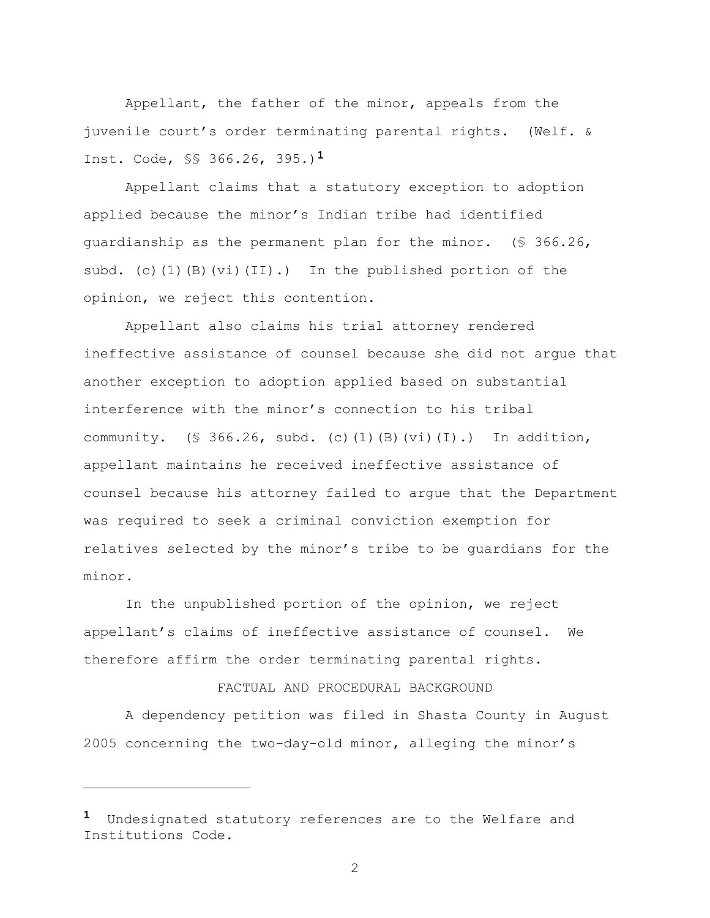Appellant, the father of the minor, appeals from the juvenile court's order terminating parental rights. (Welf. & Inst. Code, §§ 366.26, 395.)[1]

Appellant claims that a statutory exception to adoption applied because the minor's Indian tribe had identified guardianship as the permanent plan for the minor. (§ 366.26, subd. (c)(1)(B)(vi)(II).) In the published portion of the opinion, we reject this contention.

Appellant also claims his trial attorney rendered ineffective assistance of counsel because she did not argue that another exception to adoption applied based on substantial interference with the minor's connection to his tribal community. (§ 366.26, subd. (c)(1)(B)(vi)(I).) In addition, appellant maintains he received ineffective assistance of counsel because his attorney failed to argue that the Department was required to seek a criminal conviction exemption for relatives selected by the minor's tribe to be guardians for the minor.

In the unpublished portion of the opinion, we reject appellant's claims of ineffective assistance of counsel. We therefore affirm the order terminating parental rights.

## FACTUAL AND PROCEDURAL BACKGROUND

A dependency petition was filed in Shasta County in August 2005 concerning the two-day-old minor, alleging the minor's

---

[1] Undesignated statutory references are to the Welfare and Institutions Code.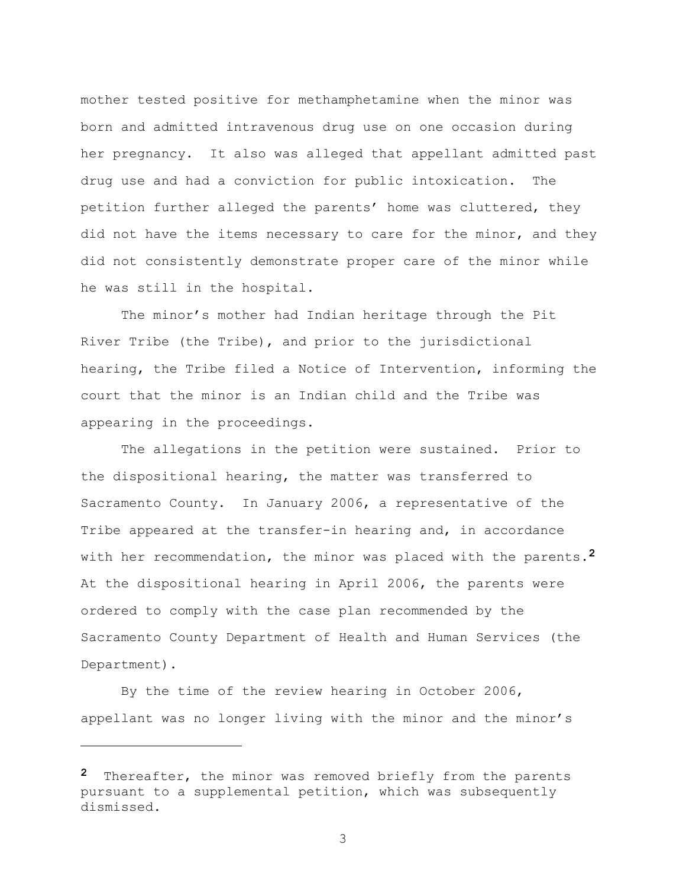mother tested positive for methamphetamine when the minor was born and admitted intravenous drug use on one occasion during her pregnancy. It also was alleged that appellant admitted past drug use and had a conviction for public intoxication. The petition further alleged the parents' home was cluttered, they did not have the items necessary to care for the minor, and they did not consistently demonstrate proper care of the minor while he was still in the hospital.

The minor's mother had Indian heritage through the Pit River Tribe (the Tribe), and prior to the jurisdictional hearing, the Tribe filed a Notice of Intervention, informing the court that the minor is an Indian child and the Tribe was appearing in the proceedings.

The allegations in the petition were sustained. Prior to the dispositional hearing, the matter was transferred to Sacramento County. In January 2006, a representative of the Tribe appeared at the transfer-in hearing and, in accordance with her recommendation, the minor was placed with the parents.[2] At the dispositional hearing in April 2006, the parents were ordered to comply with the case plan recommended by the Sacramento County Department of Health and Human Services (the Department).

By the time of the review hearing in October 2006, appellant was no longer living with the minor and the minor's

---

[2] Thereafter, the minor was removed briefly from the parents pursuant to a supplemental petition, which was subsequently dismissed.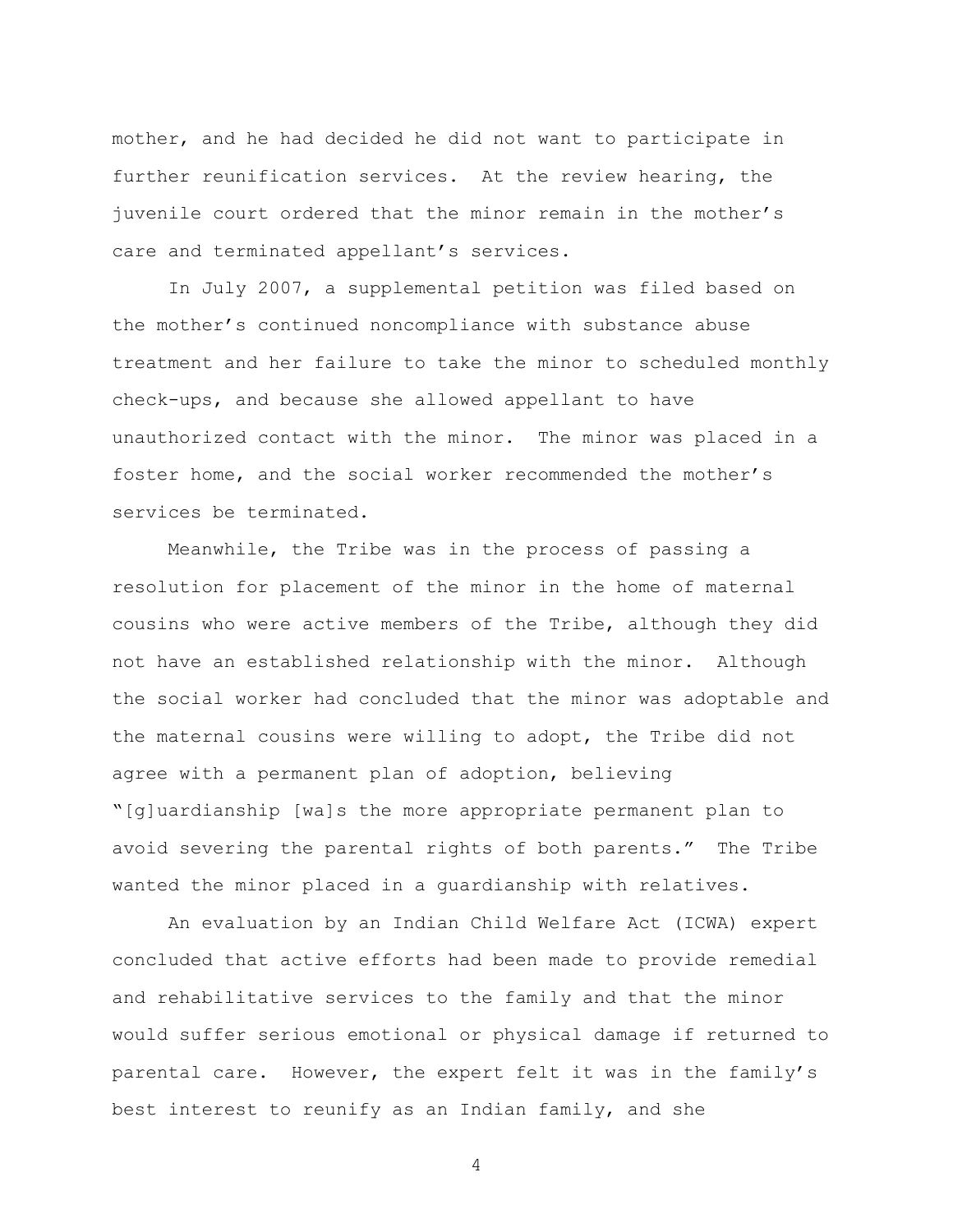mother, and he had decided he did not want to participate in further reunification services. At the review hearing, the juvenile court ordered that the minor remain in the mother's care and terminated appellant's services.

In July 2007, a supplemental petition was filed based on the mother's continued noncompliance with substance abuse treatment and her failure to take the minor to scheduled monthly check-ups, and because she allowed appellant to have unauthorized contact with the minor. The minor was placed in a foster home, and the social worker recommended the mother's services be terminated.

Meanwhile, the Tribe was in the process of passing a resolution for placement of the minor in the home of maternal cousins who were active members of the Tribe, although they did not have an established relationship with the minor. Although the social worker had concluded that the minor was adoptable and the maternal cousins were willing to adopt, the Tribe did not agree with a permanent plan of adoption, believing "[g]uardianship [wa]s the more appropriate permanent plan to avoid severing the parental rights of both parents." The Tribe wanted the minor placed in a guardianship with relatives.

An evaluation by an Indian Child Welfare Act (ICWA) expert concluded that active efforts had been made to provide remedial and rehabilitative services to the family and that the minor would suffer serious emotional or physical damage if returned to parental care. However, the expert felt it was in the family's best interest to reunify as an Indian family, and she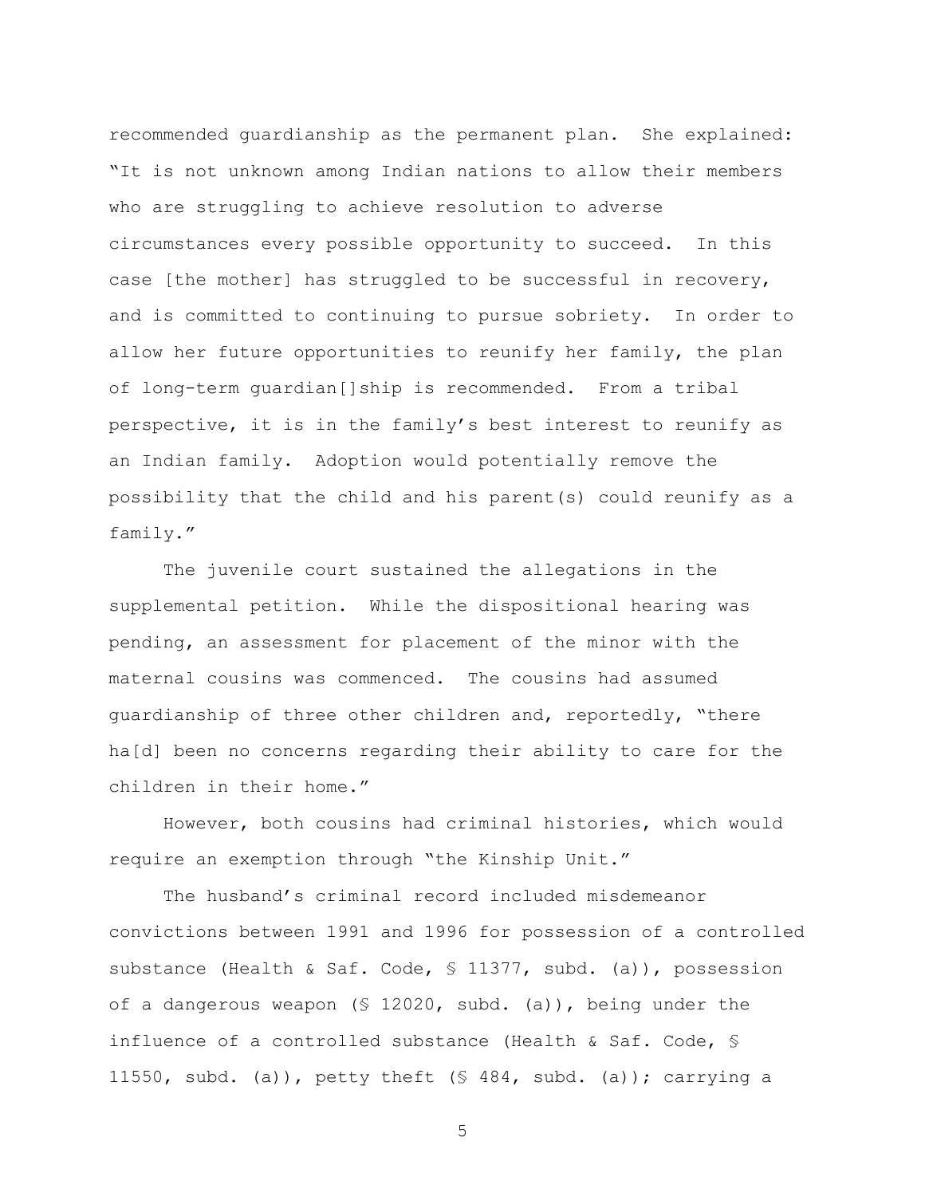recommended guardianship as the permanent plan. She explained: "It is not unknown among Indian nations to allow their members who are struggling to achieve resolution to adverse circumstances every possible opportunity to succeed. In this case [the mother] has struggled to be successful in recovery, and is committed to continuing to pursue sobriety. In order to allow her future opportunities to reunify her family, the plan of long-term guardian[]ship is recommended. From a tribal perspective, it is in the family's best interest to reunify as an Indian family. Adoption would potentially remove the possibility that the child and his parent(s) could reunify as a family."

The juvenile court sustained the allegations in the supplemental petition. While the dispositional hearing was pending, an assessment for placement of the minor with the maternal cousins was commenced. The cousins had assumed guardianship of three other children and, reportedly, "there ha[d] been no concerns regarding their ability to care for the children in their home."

However, both cousins had criminal histories, which would require an exemption through "the Kinship Unit."

The husband's criminal record included misdemeanor convictions between 1991 and 1996 for possession of a controlled substance (Health & Saf. Code, § 11377, subd. (a)), possession of a dangerous weapon (§ 12020, subd. (a)), being under the influence of a controlled substance (Health & Saf. Code, § 11550, subd. (a)), petty theft (§ 484, subd. (a)); carrying a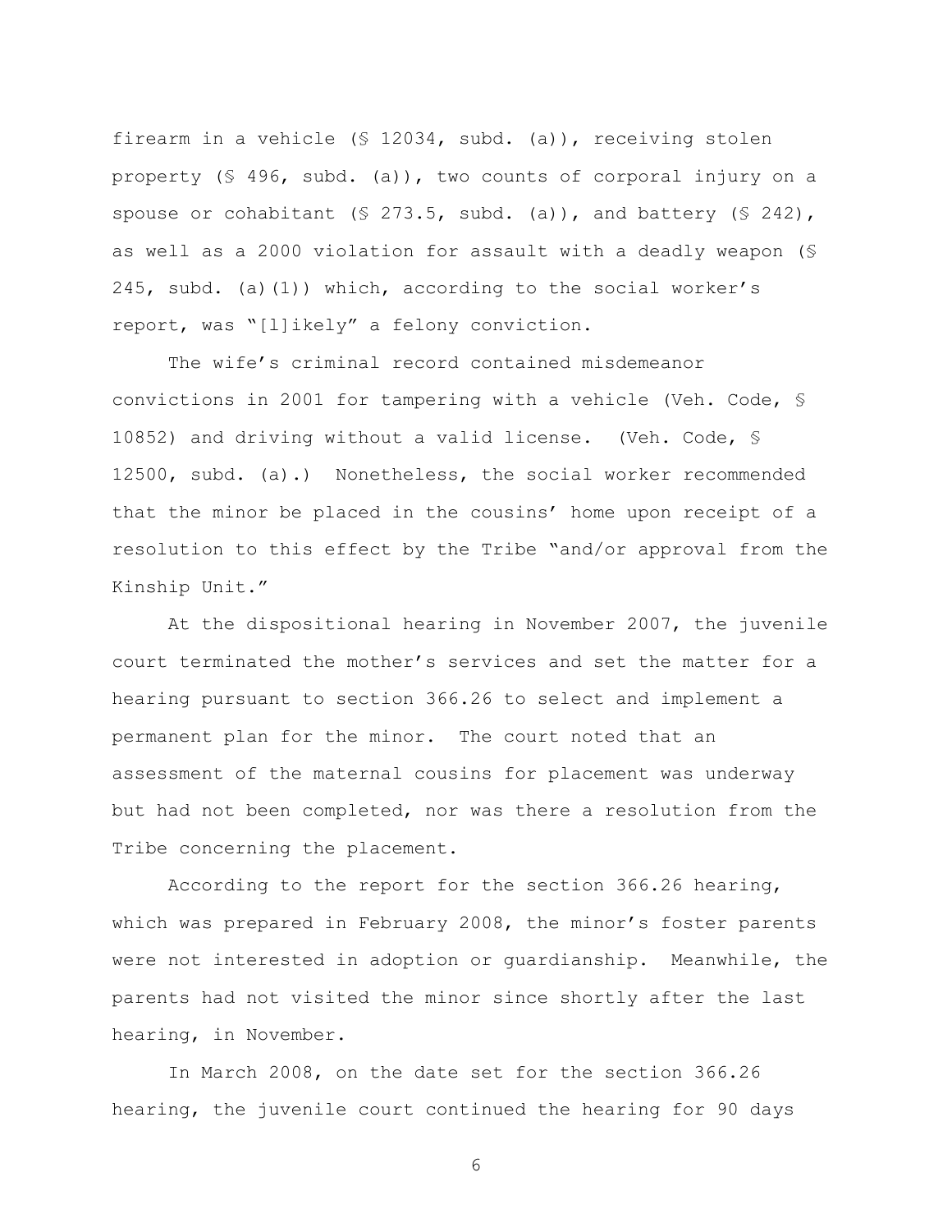firearm in a vehicle (§ 12034, subd. (a)), receiving stolen property (§ 496, subd. (a)), two counts of corporal injury on a spouse or cohabitant (§ 273.5, subd. (a)), and battery (§ 242), as well as a 2000 violation for assault with a deadly weapon (§ 245, subd. (a)(1)) which, according to the social worker's report, was "[l]ikely" a felony conviction.

The wife's criminal record contained misdemeanor convictions in 2001 for tampering with a vehicle (Veh. Code, § 10852) and driving without a valid license. (Veh. Code, § 12500, subd. (a).) Nonetheless, the social worker recommended that the minor be placed in the cousins' home upon receipt of a resolution to this effect by the Tribe "and/or approval from the Kinship Unit."

At the dispositional hearing in November 2007, the juvenile court terminated the mother's services and set the matter for a hearing pursuant to section 366.26 to select and implement a permanent plan for the minor. The court noted that an assessment of the maternal cousins for placement was underway but had not been completed, nor was there a resolution from the Tribe concerning the placement.

According to the report for the section 366.26 hearing, which was prepared in February 2008, the minor's foster parents were not interested in adoption or guardianship. Meanwhile, the parents had not visited the minor since shortly after the last hearing, in November.

In March 2008, on the date set for the section 366.26 hearing, the juvenile court continued the hearing for 90 days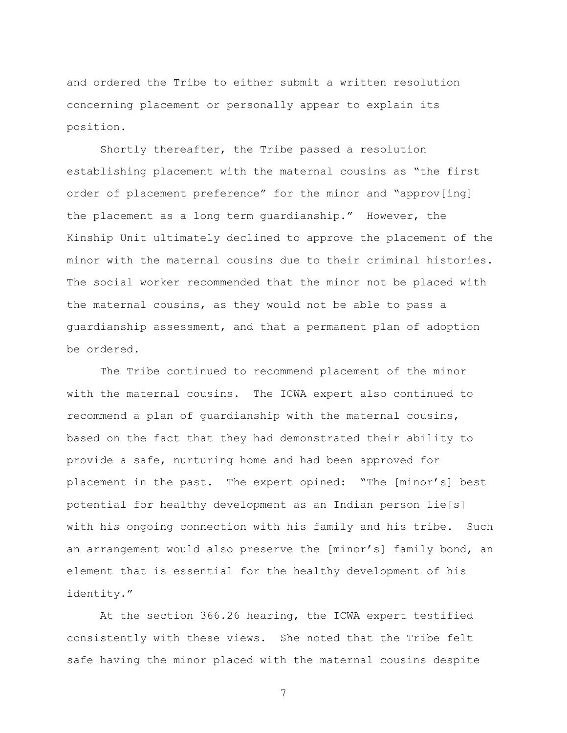and ordered the Tribe to either submit a written resolution concerning placement or personally appear to explain its position.

Shortly thereafter, the Tribe passed a resolution establishing placement with the maternal cousins as "the first order of placement preference" for the minor and "approv[ing] the placement as a long term guardianship." However, the Kinship Unit ultimately declined to approve the placement of the minor with the maternal cousins due to their criminal histories. The social worker recommended that the minor not be placed with the maternal cousins, as they would not be able to pass a guardianship assessment, and that a permanent plan of adoption be ordered.

The Tribe continued to recommend placement of the minor with the maternal cousins. The ICWA expert also continued to recommend a plan of guardianship with the maternal cousins, based on the fact that they had demonstrated their ability to provide a safe, nurturing home and had been approved for placement in the past. The expert opined: "The [minor's] best potential for healthy development as an Indian person lie[s] with his ongoing connection with his family and his tribe. Such an arrangement would also preserve the [minor's] family bond, an element that is essential for the healthy development of his identity."

At the section 366.26 hearing, the ICWA expert testified consistently with these views. She noted that the Tribe felt safe having the minor placed with the maternal cousins despite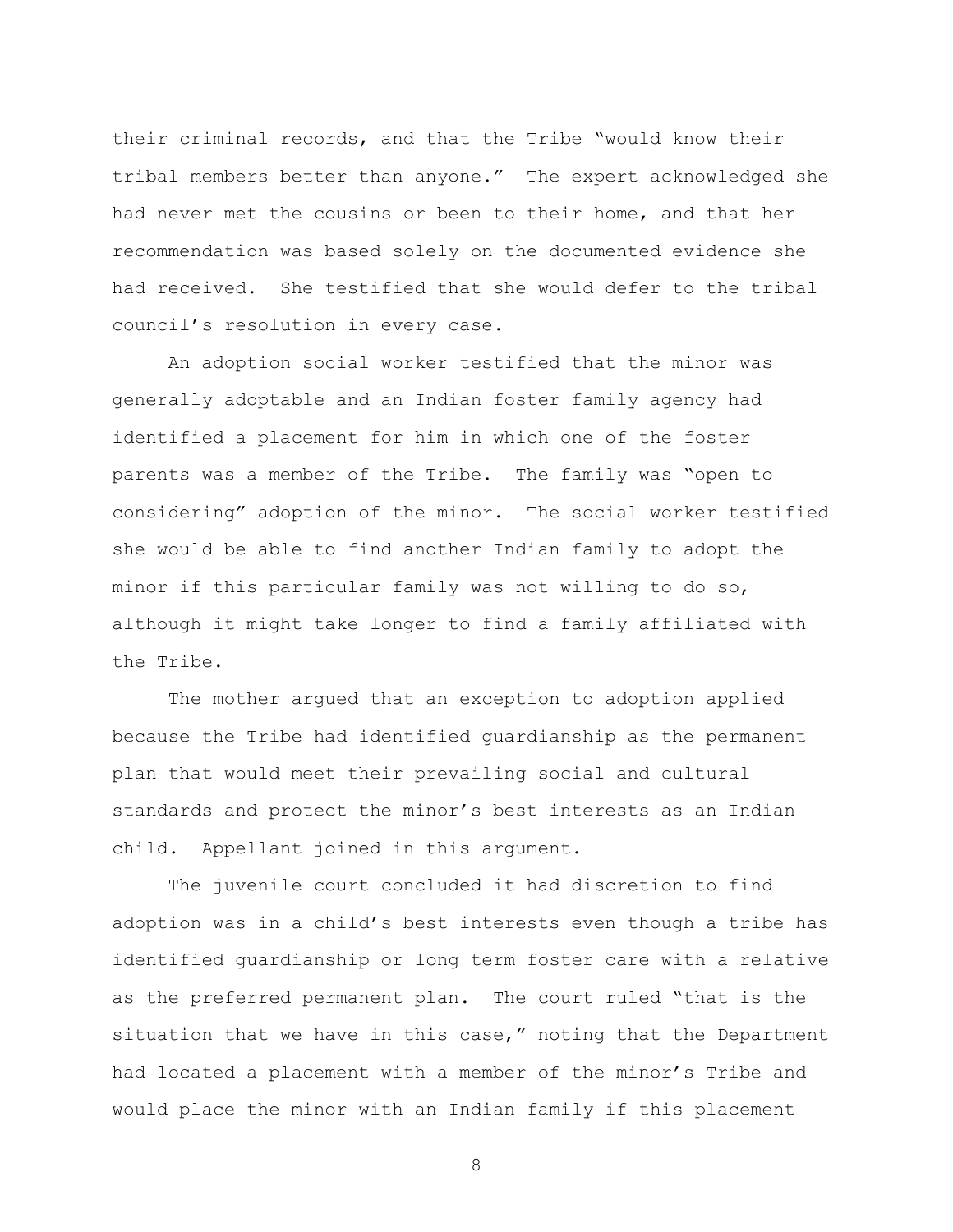their criminal records, and that the Tribe "would know their tribal members better than anyone." The expert acknowledged she had never met the cousins or been to their home, and that her recommendation was based solely on the documented evidence she had received. She testified that she would defer to the tribal council's resolution in every case.

An adoption social worker testified that the minor was generally adoptable and an Indian foster family agency had identified a placement for him in which one of the foster parents was a member of the Tribe. The family was "open to considering" adoption of the minor. The social worker testified she would be able to find another Indian family to adopt the minor if this particular family was not willing to do so, although it might take longer to find a family affiliated with the Tribe.

The mother argued that an exception to adoption applied because the Tribe had identified guardianship as the permanent plan that would meet their prevailing social and cultural standards and protect the minor's best interests as an Indian child. Appellant joined in this argument.

The juvenile court concluded it had discretion to find adoption was in a child's best interests even though a tribe has identified guardianship or long term foster care with a relative as the preferred permanent plan. The court ruled "that is the situation that we have in this case," noting that the Department had located a placement with a member of the minor's Tribe and would place the minor with an Indian family if this placement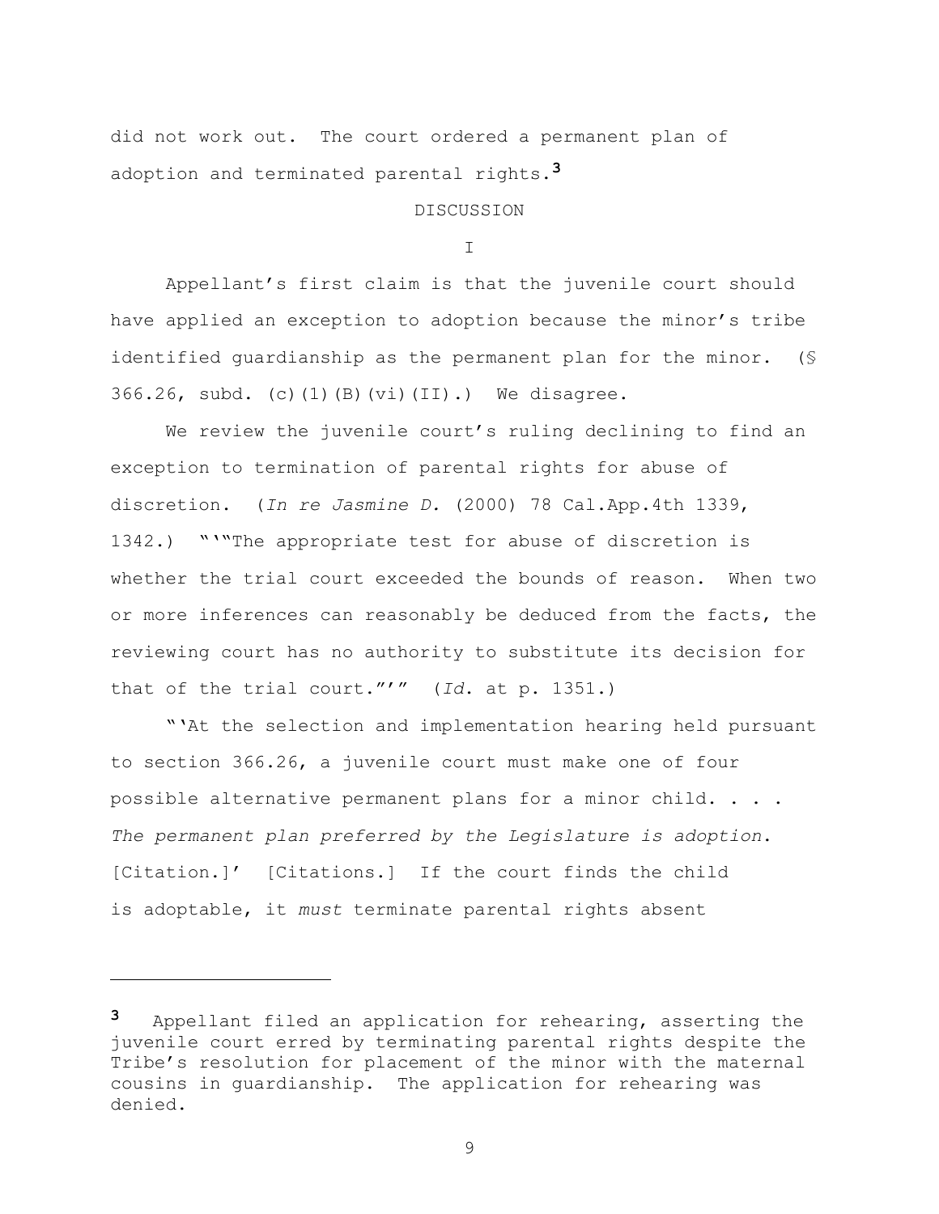did not work out. The court ordered a permanent plan of adoption and terminated parental rights.[3]

## DISCUSSION

### I

Appellant's first claim is that the juvenile court should have applied an exception to adoption because the minor's tribe identified guardianship as the permanent plan for the minor. (§ 366.26, subd. (c)(1)(B)(vi)(II).) We disagree.

We review the juvenile court's ruling declining to find an exception to termination of parental rights for abuse of discretion. (*In re Jasmine D.* (2000) 78 Cal.App.4th 1339, 1342.) "'"The appropriate test for abuse of discretion is whether the trial court exceeded the bounds of reason. When two or more inferences can reasonably be deduced from the facts, the reviewing court has no authority to substitute its decision for that of the trial court."'" (*Id.* at p. 1351.)

"'At the selection and implementation hearing held pursuant to section 366.26, a juvenile court must make one of four possible alternative permanent plans for a minor child. . . . *The permanent plan preferred by the Legislature is adoption.* [Citation.]' [Citations.] If the court finds the child is adoptable, it *must* terminate parental rights absent

---

[3] Appellant filed an application for rehearing, asserting the juvenile court erred by terminating parental rights despite the Tribe's resolution for placement of the minor with the maternal cousins in guardianship. The application for rehearing was denied.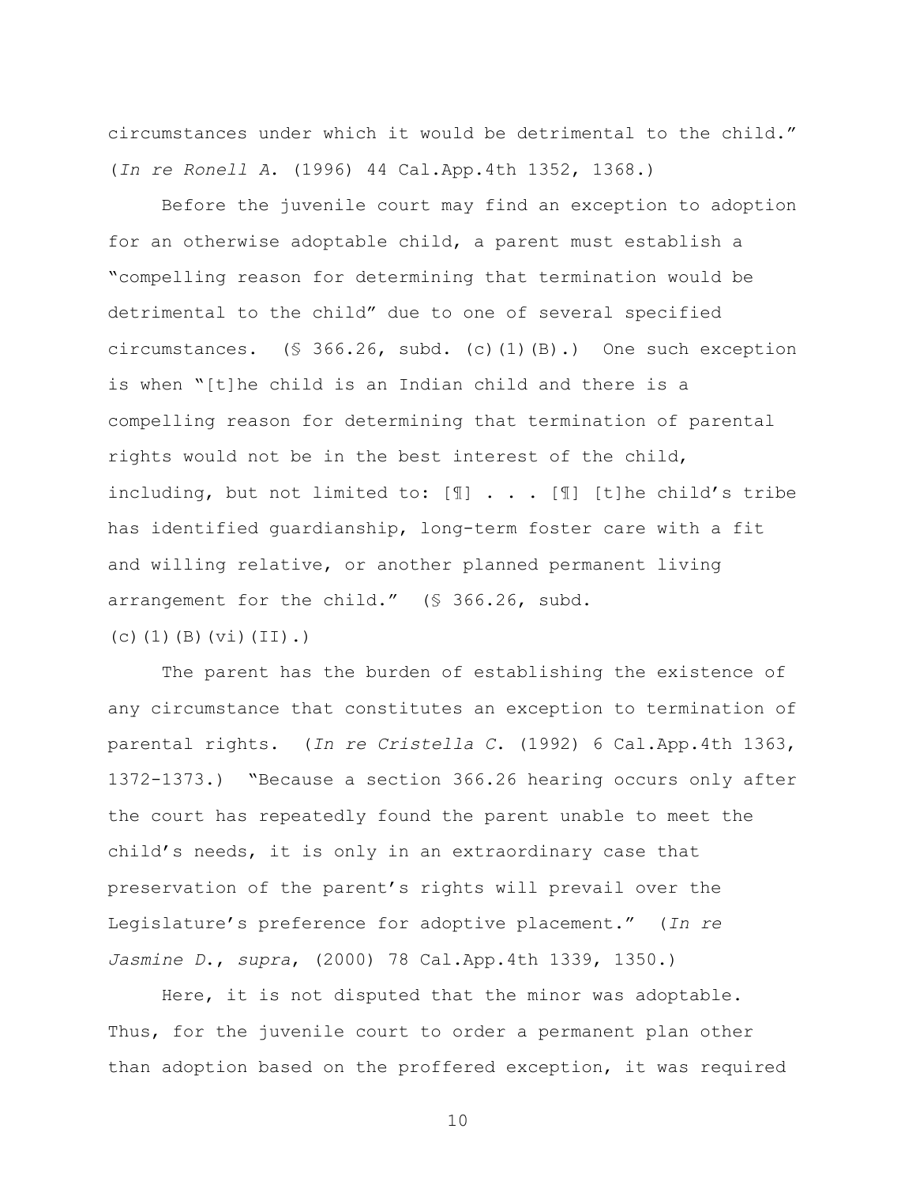circumstances under which it would be detrimental to the child." (*In re Ronell A.* (1996) 44 Cal.App.4th 1352, 1368.)

Before the juvenile court may find an exception to adoption for an otherwise adoptable child, a parent must establish a "compelling reason for determining that termination would be detrimental to the child" due to one of several specified circumstances. (§ 366.26, subd. (c)(1)(B).) One such exception is when "[t]he child is an Indian child and there is a compelling reason for determining that termination of parental rights would not be in the best interest of the child, including, but not limited to: [¶] . . . [¶] [t]he child's tribe has identified guardianship, long-term foster care with a fit and willing relative, or another planned permanent living arrangement for the child." (§ 366.26, subd. (c)(1)(B)(vi)(II).)

The parent has the burden of establishing the existence of any circumstance that constitutes an exception to termination of parental rights. (*In re Cristella C.* (1992) 6 Cal.App.4th 1363, 1372-1373.) "Because a section 366.26 hearing occurs only after the court has repeatedly found the parent unable to meet the child's needs, it is only in an extraordinary case that preservation of the parent's rights will prevail over the Legislature's preference for adoptive placement." (*In re Jasmine D.*, *supra*, (2000) 78 Cal.App.4th 1339, 1350.)

Here, it is not disputed that the minor was adoptable. Thus, for the juvenile court to order a permanent plan other than adoption based on the proffered exception, it was required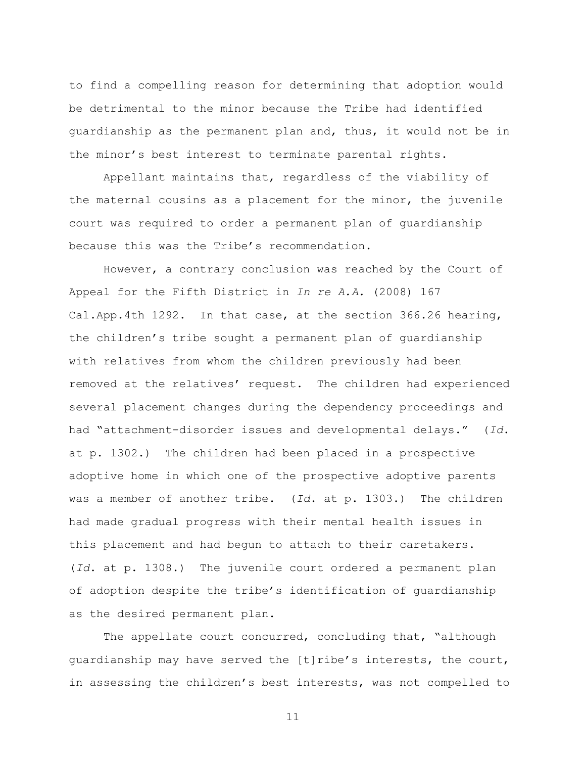to find a compelling reason for determining that adoption would be detrimental to the minor because the Tribe had identified guardianship as the permanent plan and, thus, it would not be in the minor's best interest to terminate parental rights.

Appellant maintains that, regardless of the viability of the maternal cousins as a placement for the minor, the juvenile court was required to order a permanent plan of guardianship because this was the Tribe's recommendation.

However, a contrary conclusion was reached by the Court of Appeal for the Fifth District in *In re A.A.* (2008) 167 Cal.App.4th 1292. In that case, at the section 366.26 hearing, the children's tribe sought a permanent plan of guardianship with relatives from whom the children previously had been removed at the relatives' request. The children had experienced several placement changes during the dependency proceedings and had "attachment-disorder issues and developmental delays." (*Id.* at p. 1302.) The children had been placed in a prospective adoptive home in which one of the prospective adoptive parents was a member of another tribe. (*Id.* at p. 1303.) The children had made gradual progress with their mental health issues in this placement and had begun to attach to their caretakers. (*Id.* at p. 1308.) The juvenile court ordered a permanent plan of adoption despite the tribe's identification of guardianship as the desired permanent plan.

The appellate court concurred, concluding that, "although guardianship may have served the [t]ribe's interests, the court, in assessing the children's best interests, was not compelled to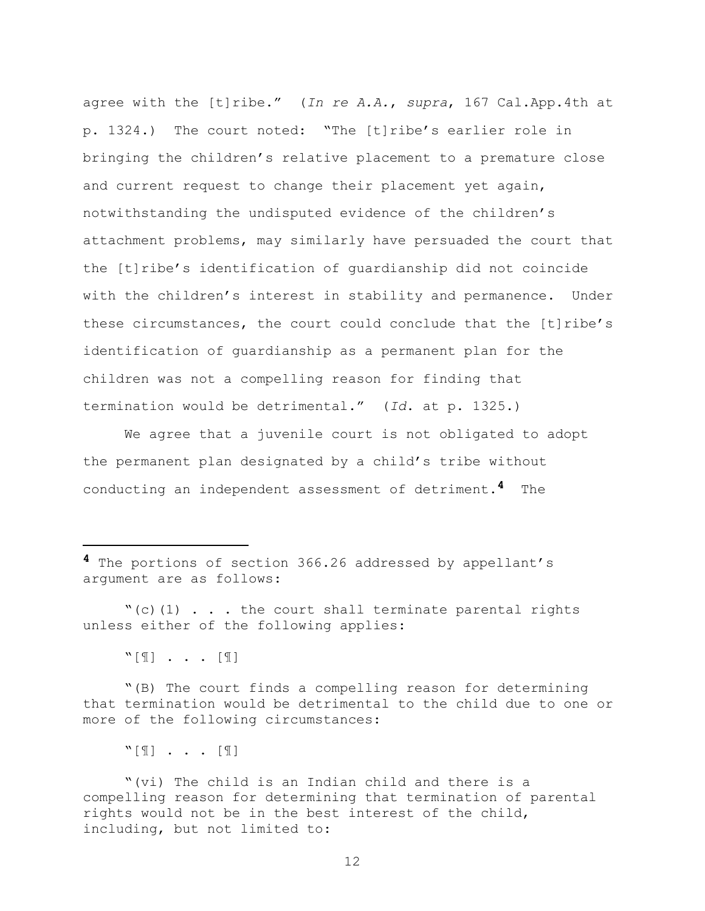agree with the [t]ribe." (*In re A.A.*, *supra*, 167 Cal.App.4th at p. 1324.) The court noted: "The [t]ribe's earlier role in bringing the children's relative placement to a premature close and current request to change their placement yet again, notwithstanding the undisputed evidence of the children's attachment problems, may similarly have persuaded the court that the [t]ribe's identification of guardianship did not coincide with the children's interest in stability and permanence. Under these circumstances, the court could conclude that the [t]ribe's identification of guardianship as a permanent plan for the children was not a compelling reason for finding that termination would be detrimental." (*Id.* at p. 1325.)

We agree that a juvenile court is not obligated to adopt the permanent plan designated by a child's tribe without conducting an independent assessment of detriment.[4] The

---

[4] The portions of section 366.26 addressed by appellant's argument are as follows:

"(c)(1) . . . the court shall terminate parental rights unless either of the following applies:

"[¶] . . . [¶]

"(B) The court finds a compelling reason for determining that termination would be detrimental to the child due to one or more of the following circumstances:

"[¶] . . . [¶]

"(vi) The child is an Indian child and there is a compelling reason for determining that termination of parental rights would not be in the best interest of the child, including, but not limited to: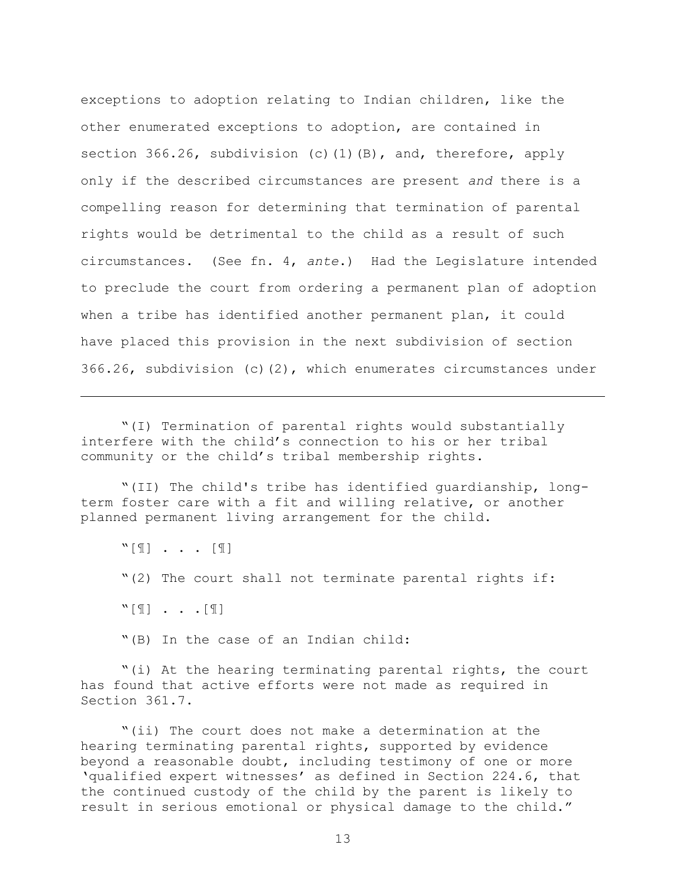exceptions to adoption relating to Indian children, like the other enumerated exceptions to adoption, are contained in section 366.26, subdivision (c)(1)(B), and, therefore, apply only if the described circumstances are present *and* there is a compelling reason for determining that termination of parental rights would be detrimental to the child as a result of such circumstances. (See fn. 4, *ante*.) Had the Legislature intended to preclude the court from ordering a permanent plan of adoption when a tribe has identified another permanent plan, it could have placed this provision in the next subdivision of section 366.26, subdivision (c)(2), which enumerates circumstances under

---

"(I) Termination of parental rights would substantially interfere with the child's connection to his or her tribal community or the child's tribal membership rights.

"(II) The child's tribe has identified guardianship, long-term foster care with a fit and willing relative, or another planned permanent living arrangement for the child.

"[¶] . . . [¶]

"(2) The court shall not terminate parental rights if:

"[¶] . . .[¶]

"(B) In the case of an Indian child:

"(i) At the hearing terminating parental rights, the court has found that active efforts were not made as required in Section 361.7.

"(ii) The court does not make a determination at the hearing terminating parental rights, supported by evidence beyond a reasonable doubt, including testimony of one or more 'qualified expert witnesses' as defined in Section 224.6, that the continued custody of the child by the parent is likely to result in serious emotional or physical damage to the child."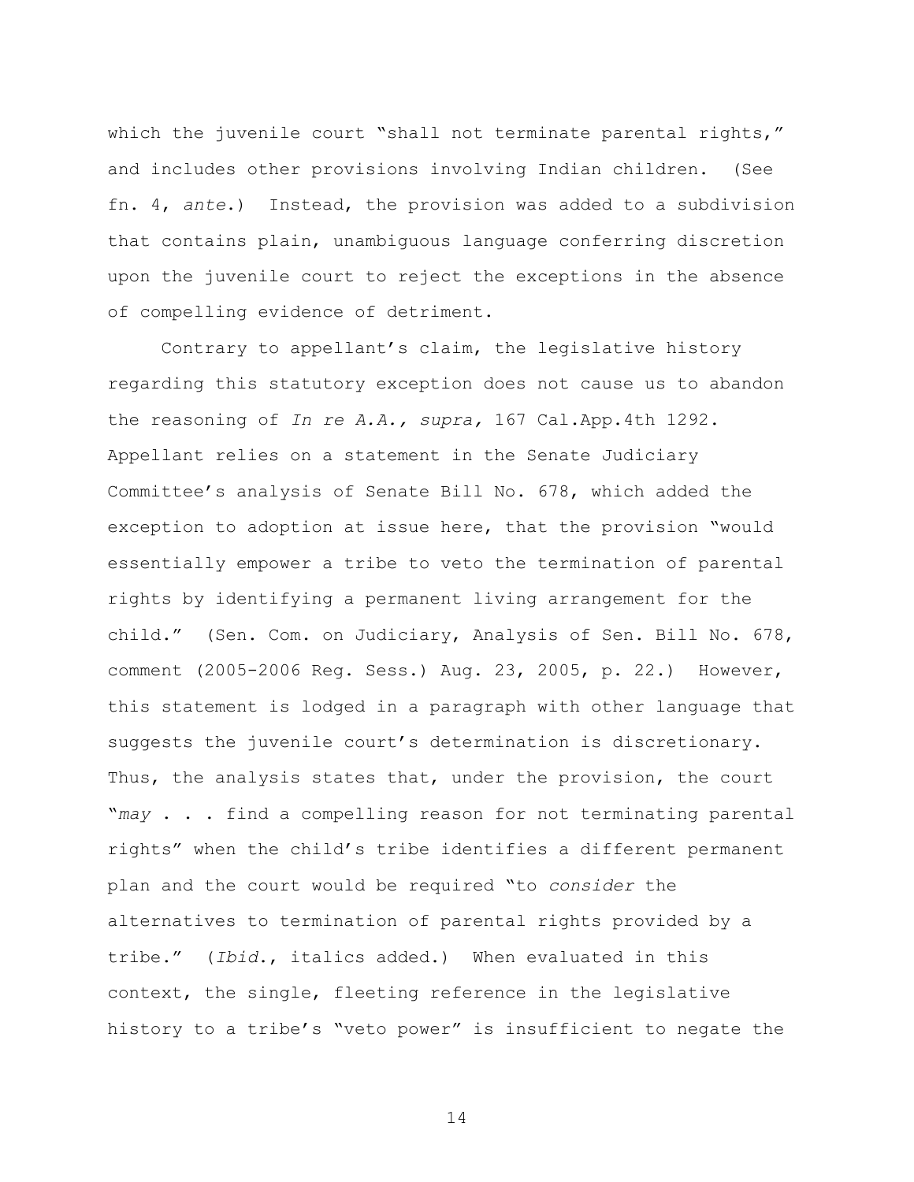which the juvenile court "shall not terminate parental rights," and includes other provisions involving Indian children. (See fn. 4, *ante*.) Instead, the provision was added to a subdivision that contains plain, unambiguous language conferring discretion upon the juvenile court to reject the exceptions in the absence of compelling evidence of detriment.

Contrary to appellant's claim, the legislative history regarding this statutory exception does not cause us to abandon the reasoning of *In re A.A., supra,* 167 Cal.App.4th 1292. Appellant relies on a statement in the Senate Judiciary Committee's analysis of Senate Bill No. 678, which added the exception to adoption at issue here, that the provision "would essentially empower a tribe to veto the termination of parental rights by identifying a permanent living arrangement for the child." (Sen. Com. on Judiciary, Analysis of Sen. Bill No. 678, comment (2005-2006 Reg. Sess.) Aug. 23, 2005, p. 22.) However, this statement is lodged in a paragraph with other language that suggests the juvenile court's determination is discretionary. Thus, the analysis states that, under the provision, the court "*may* . . . find a compelling reason for not terminating parental rights" when the child's tribe identifies a different permanent plan and the court would be required "to *consider* the alternatives to termination of parental rights provided by a tribe." (*Ibid*., italics added.) When evaluated in this context, the single, fleeting reference in the legislative history to a tribe's "veto power" is insufficient to negate the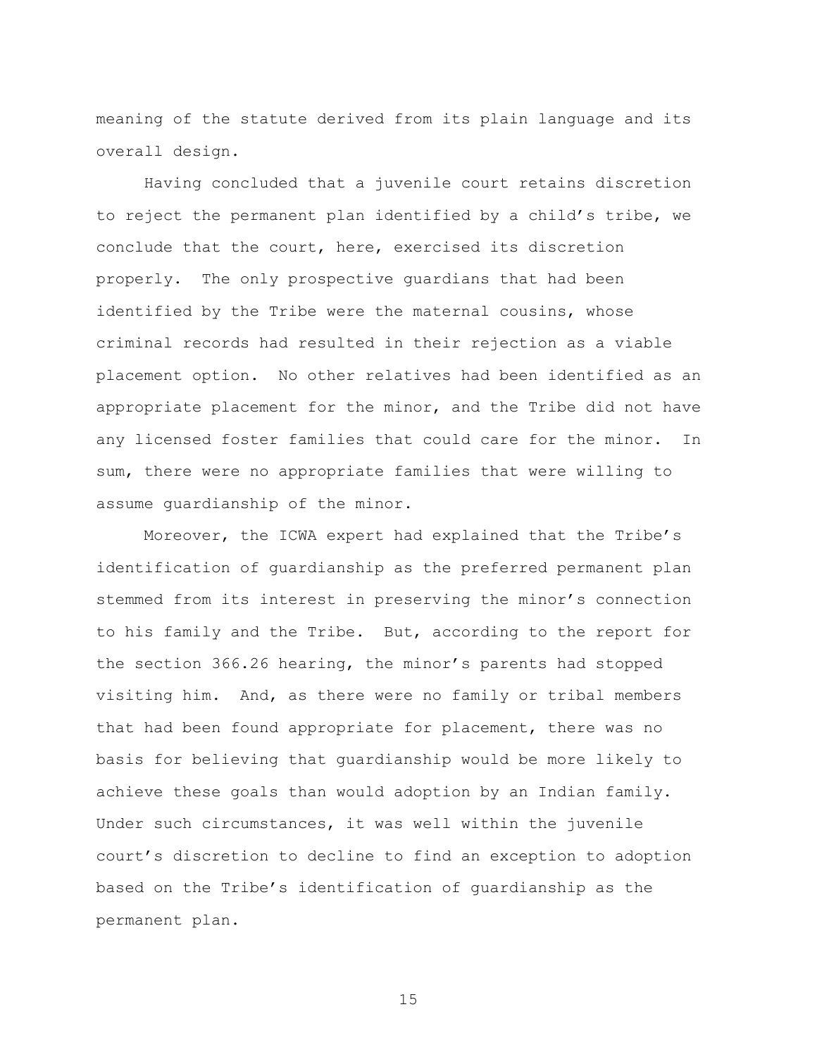meaning of the statute derived from its plain language and its overall design.

Having concluded that a juvenile court retains discretion to reject the permanent plan identified by a child's tribe, we conclude that the court, here, exercised its discretion properly. The only prospective guardians that had been identified by the Tribe were the maternal cousins, whose criminal records had resulted in their rejection as a viable placement option. No other relatives had been identified as an appropriate placement for the minor, and the Tribe did not have any licensed foster families that could care for the minor. In sum, there were no appropriate families that were willing to assume guardianship of the minor.

Moreover, the ICWA expert had explained that the Tribe's identification of guardianship as the preferred permanent plan stemmed from its interest in preserving the minor's connection to his family and the Tribe. But, according to the report for the section 366.26 hearing, the minor's parents had stopped visiting him. And, as there were no family or tribal members that had been found appropriate for placement, there was no basis for believing that guardianship would be more likely to achieve these goals than would adoption by an Indian family. Under such circumstances, it was well within the juvenile court's discretion to decline to find an exception to adoption based on the Tribe's identification of guardianship as the permanent plan.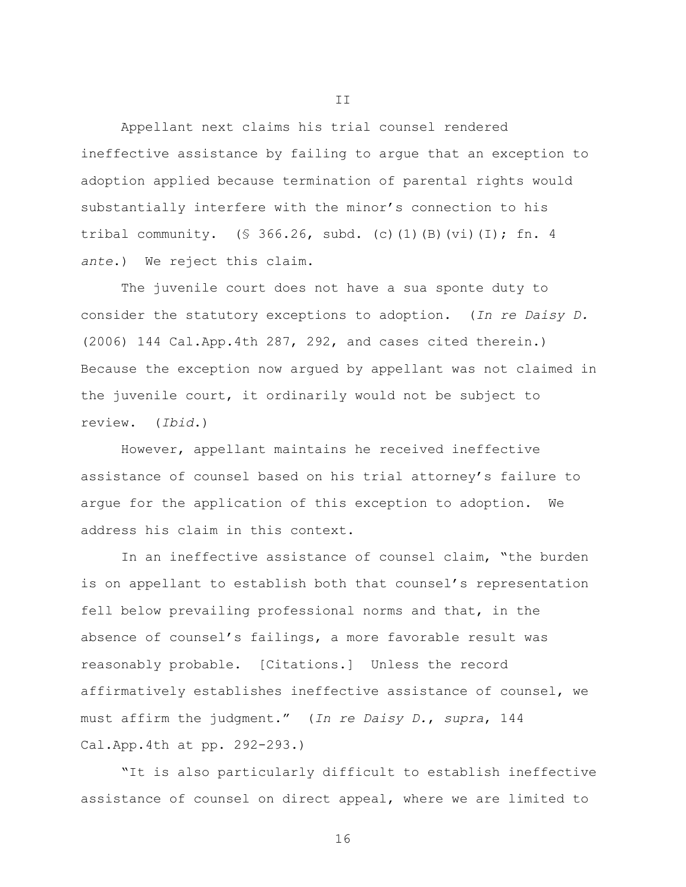II

Appellant next claims his trial counsel rendered ineffective assistance by failing to argue that an exception to adoption applied because termination of parental rights would substantially interfere with the minor's connection to his tribal community. (§ 366.26, subd. (c)(1)(B)(vi)(I); fn. 4 *ante*.) We reject this claim.

The juvenile court does not have a sua sponte duty to consider the statutory exceptions to adoption. (*In re Daisy D.* (2006) 144 Cal.App.4th 287, 292, and cases cited therein.) Because the exception now argued by appellant was not claimed in the juvenile court, it ordinarily would not be subject to review. (*Ibid.*)

However, appellant maintains he received ineffective assistance of counsel based on his trial attorney's failure to argue for the application of this exception to adoption. We address his claim in this context.

In an ineffective assistance of counsel claim, "the burden is on appellant to establish both that counsel's representation fell below prevailing professional norms and that, in the absence of counsel's failings, a more favorable result was reasonably probable. [Citations.] Unless the record affirmatively establishes ineffective assistance of counsel, we must affirm the judgment." (*In re Daisy D.*, *supra*, 144 Cal.App.4th at pp. 292-293.)

"It is also particularly difficult to establish ineffective assistance of counsel on direct appeal, where we are limited to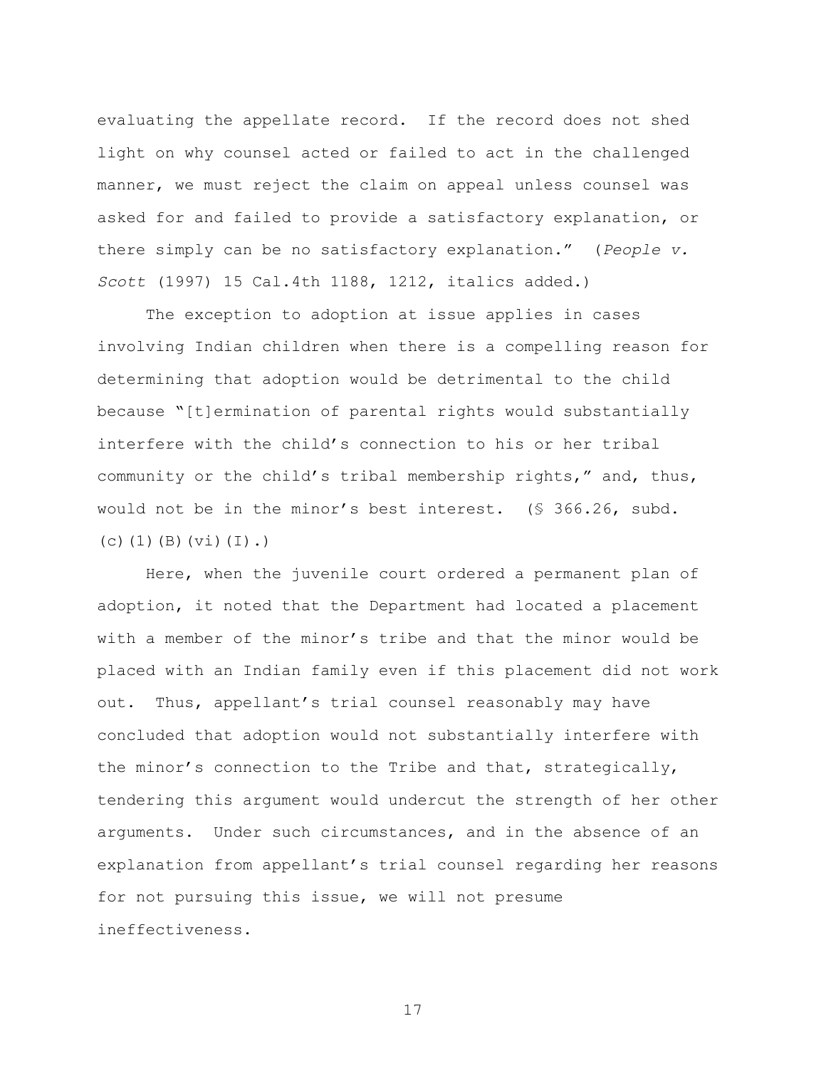evaluating the appellate record. If the record does not shed light on why counsel acted or failed to act in the challenged manner, we must reject the claim on appeal unless counsel was asked for and failed to provide a satisfactory explanation, or there simply can be no satisfactory explanation." (*People v. Scott* (1997) 15 Cal.4th 1188, 1212, italics added.)

The exception to adoption at issue applies in cases involving Indian children when there is a compelling reason for determining that adoption would be detrimental to the child because "[t]ermination of parental rights would substantially interfere with the child's connection to his or her tribal community or the child's tribal membership rights," and, thus, would not be in the minor's best interest. (§ 366.26, subd. (c)(1)(B)(vi)(I).)

Here, when the juvenile court ordered a permanent plan of adoption, it noted that the Department had located a placement with a member of the minor's tribe and that the minor would be placed with an Indian family even if this placement did not work out. Thus, appellant's trial counsel reasonably may have concluded that adoption would not substantially interfere with the minor's connection to the Tribe and that, strategically, tendering this argument would undercut the strength of her other arguments. Under such circumstances, and in the absence of an explanation from appellant's trial counsel regarding her reasons for not pursuing this issue, we will not presume ineffectiveness.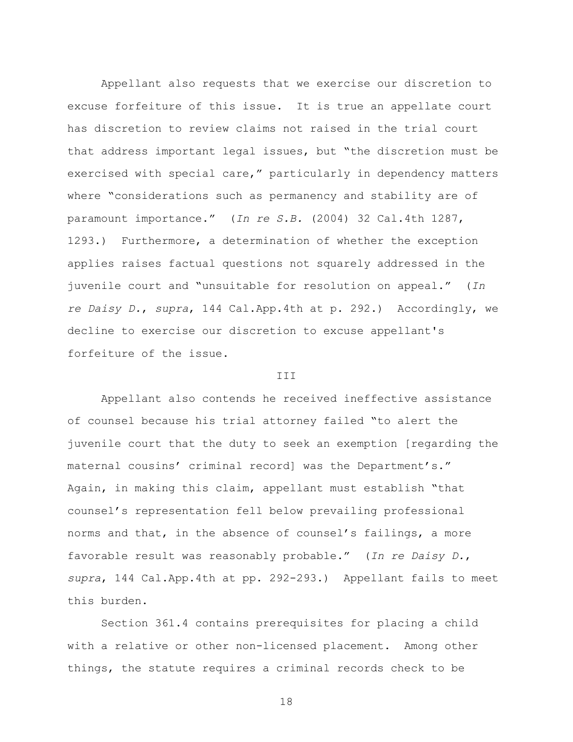Appellant also requests that we exercise our discretion to excuse forfeiture of this issue. It is true an appellate court has discretion to review claims not raised in the trial court that address important legal issues, but "the discretion must be exercised with special care," particularly in dependency matters where "considerations such as permanency and stability are of paramount importance." (*In re S.B.* (2004) 32 Cal.4th 1287, 1293.) Furthermore, a determination of whether the exception applies raises factual questions not squarely addressed in the juvenile court and "unsuitable for resolution on appeal." (*In re Daisy D.*, *supra*, 144 Cal.App.4th at p. 292.) Accordingly, we decline to exercise our discretion to excuse appellant's forfeiture of the issue.

III

Appellant also contends he received ineffective assistance of counsel because his trial attorney failed "to alert the juvenile court that the duty to seek an exemption [regarding the maternal cousins' criminal record] was the Department's." Again, in making this claim, appellant must establish "that counsel's representation fell below prevailing professional norms and that, in the absence of counsel's failings, a more favorable result was reasonably probable." (*In re Daisy D.*, *supra*, 144 Cal.App.4th at pp. 292-293.) Appellant fails to meet this burden.

Section 361.4 contains prerequisites for placing a child with a relative or other non-licensed placement. Among other things, the statute requires a criminal records check to be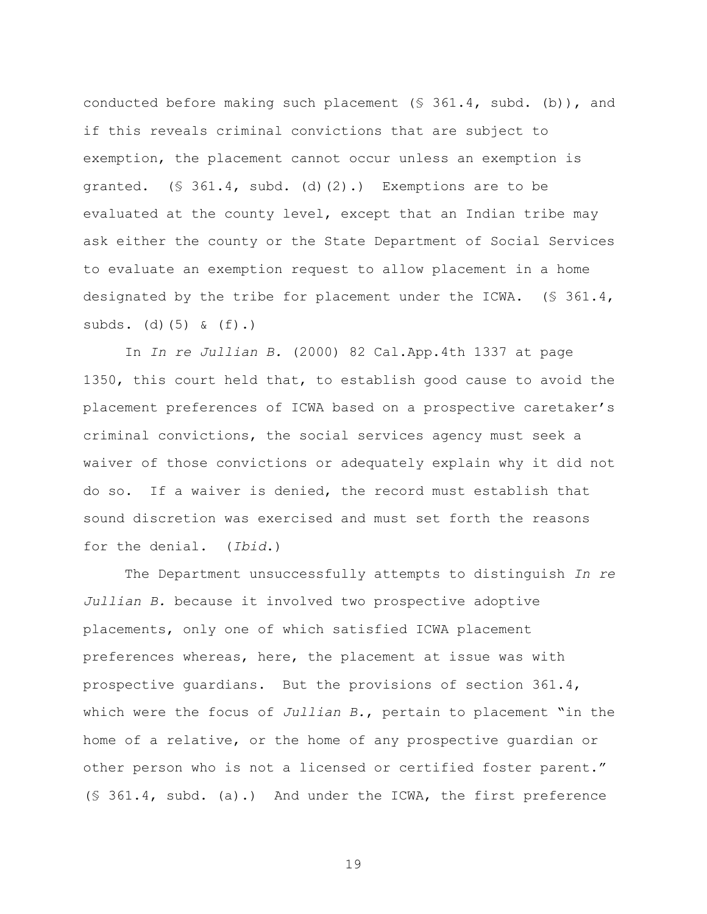conducted before making such placement (§ 361.4, subd. (b)), and if this reveals criminal convictions that are subject to exemption, the placement cannot occur unless an exemption is granted. (§ 361.4, subd. (d)(2).) Exemptions are to be evaluated at the county level, except that an Indian tribe may ask either the county or the State Department of Social Services to evaluate an exemption request to allow placement in a home designated by the tribe for placement under the ICWA. (§ 361.4, subds. (d)(5) & (f).)

In *In re Jullian B.* (2000) 82 Cal.App.4th 1337 at page 1350, this court held that, to establish good cause to avoid the placement preferences of ICWA based on a prospective caretaker's criminal convictions, the social services agency must seek a waiver of those convictions or adequately explain why it did not do so. If a waiver is denied, the record must establish that sound discretion was exercised and must set forth the reasons for the denial. (*Ibid.*)

The Department unsuccessfully attempts to distinguish *In re Jullian B.* because it involved two prospective adoptive placements, only one of which satisfied ICWA placement preferences whereas, here, the placement at issue was with prospective guardians. But the provisions of section 361.4, which were the focus of *Jullian B.*, pertain to placement "in the home of a relative, or the home of any prospective guardian or other person who is not a licensed or certified foster parent." (§ 361.4, subd. (a).) And under the ICWA, the first preference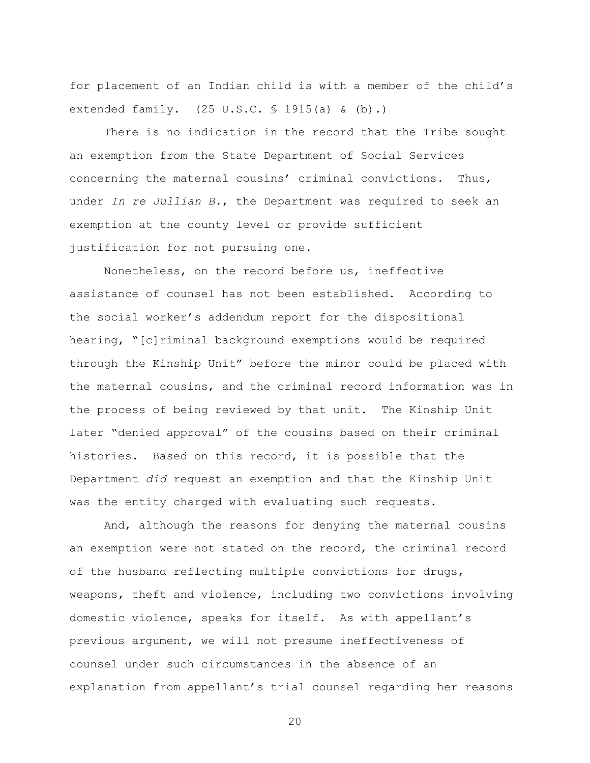for placement of an Indian child is with a member of the child's extended family. (25 U.S.C. § 1915(a) & (b).)

There is no indication in the record that the Tribe sought an exemption from the State Department of Social Services concerning the maternal cousins' criminal convictions. Thus, under *In re Jullian B.*, the Department was required to seek an exemption at the county level or provide sufficient justification for not pursuing one.

Nonetheless, on the record before us, ineffective assistance of counsel has not been established. According to the social worker's addendum report for the dispositional hearing, "[c]riminal background exemptions would be required through the Kinship Unit" before the minor could be placed with the maternal cousins, and the criminal record information was in the process of being reviewed by that unit. The Kinship Unit later "denied approval" of the cousins based on their criminal histories. Based on this record, it is possible that the Department *did* request an exemption and that the Kinship Unit was the entity charged with evaluating such requests.

And, although the reasons for denying the maternal cousins an exemption were not stated on the record, the criminal record of the husband reflecting multiple convictions for drugs, weapons, theft and violence, including two convictions involving domestic violence, speaks for itself. As with appellant's previous argument, we will not presume ineffectiveness of counsel under such circumstances in the absence of an explanation from appellant's trial counsel regarding her reasons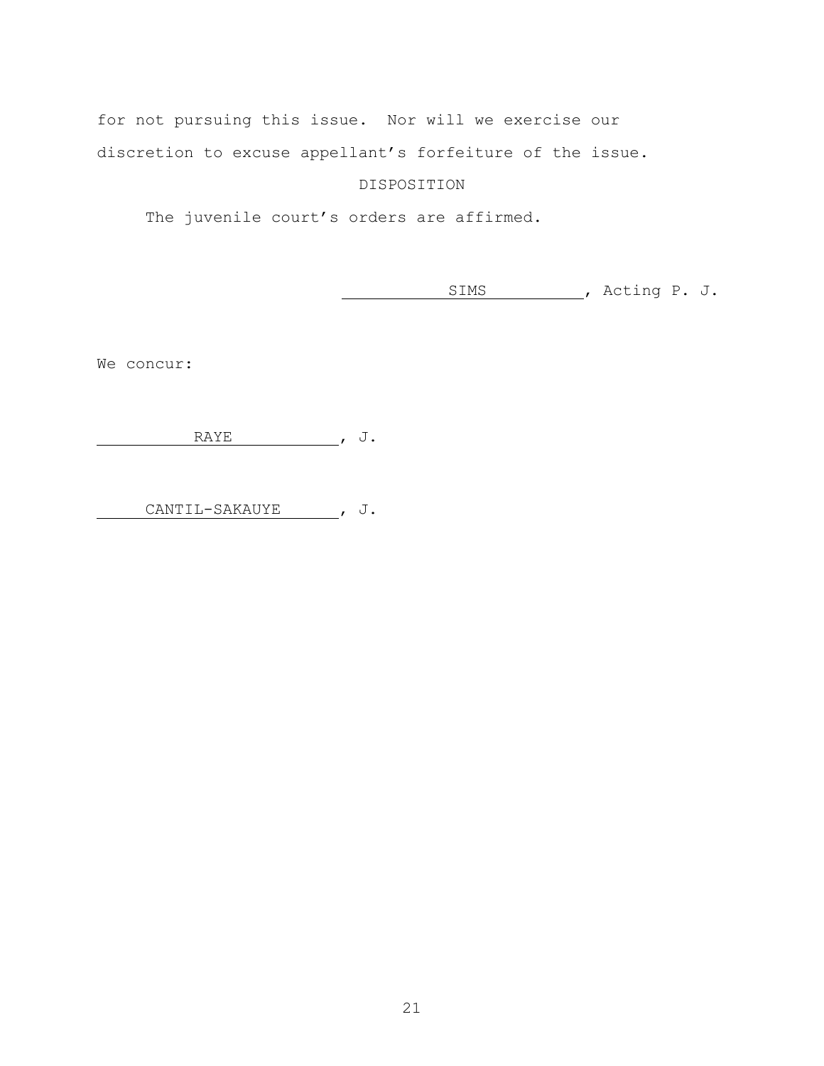for not pursuing this issue. Nor will we exercise our discretion to excuse appellant's forfeiture of the issue.

DISPOSITION

The juvenile court's orders are affirmed.

SIMS, Acting P. J.

We concur:

RAYE, J.

CANTIL-SAKAUYE, J.